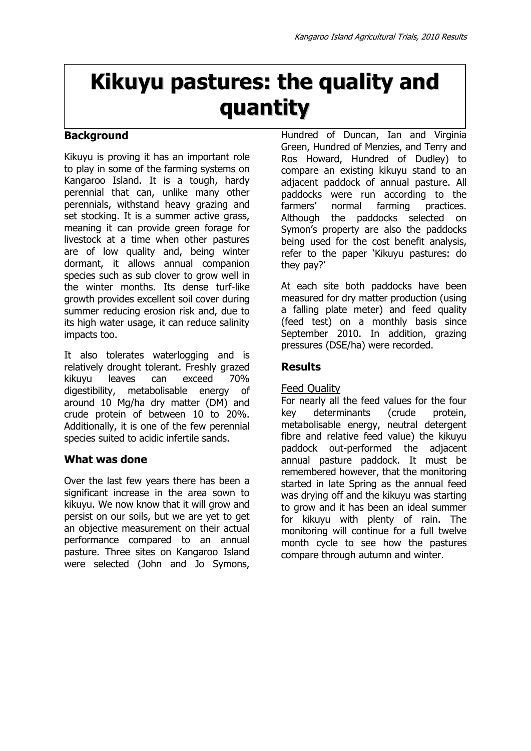# Kikuyu pastures: the quality and quantity

## Background

Kikuyu is proving it has an important role to play in some of the farming systems on Kangaroo Island. It is a tough, hardy perennial that can, unlike many other perennials, withstand heavy grazing and set stocking. It is a summer active grass, meaning it can provide green forage for livestock at a time when other pastures are of low quality and, being winter dormant, it allows annual companion species such as sub clover to grow well in the winter months. Its dense turf-like growth provides excellent soil cover during summer reducing erosion risk and, due to its high water usage, it can reduce salinity impacts too.

It also tolerates waterlogging and is relatively drought tolerant. Freshly grazed kikuyu leaves can exceed 70% digestibility, metabolisable energy of around 10 Mg/ha dry matter (DM) and crude protein of between 10 to 20%. Additionally, it is one of the few perennial species suited to acidic infertile sands.

## What was done

Over the last few years there has been a significant increase in the area sown to kikuyu. We now know that it will grow and persist on our soils, but we are yet to get an objective measurement on their actual performance compared to an annual pasture. Three sites on Kangaroo Island were selected (John and Jo Symons, Hundred of Duncan, Ian and Virginia Green, Hundred of Menzies, and Terry and Ros Howard, Hundred of Dudley) to compare an existing kikuyu stand to an adjacent paddock of annual pasture. All paddocks were run according to the farmers' normal farming practices. Although the paddocks selected on Symon's property are also the paddocks being used for the cost benefit analysis, refer to the paper 'Kikuyu pastures: do they pay?'

At each site both paddocks have been measured for dry matter production (using a falling plate meter) and feed quality (feed test) on a monthly basis since September 2010. In addition, grazing pressures (DSE/ha) were recorded.

## Results

### Feed Quality

For nearly all the feed values for the four key determinants (crude protein, metabolisable energy, neutral detergent fibre and relative feed value) the kikuyu paddock out-performed the adjacent annual pasture paddock. It must be remembered however, that the monitoring started in late Spring as the annual feed was drying off and the kikuyu was starting to grow and it has been an ideal summer for kikuyu with plenty of rain. The monitoring will continue for a full twelve month cycle to see how the pastures compare through autumn and winter.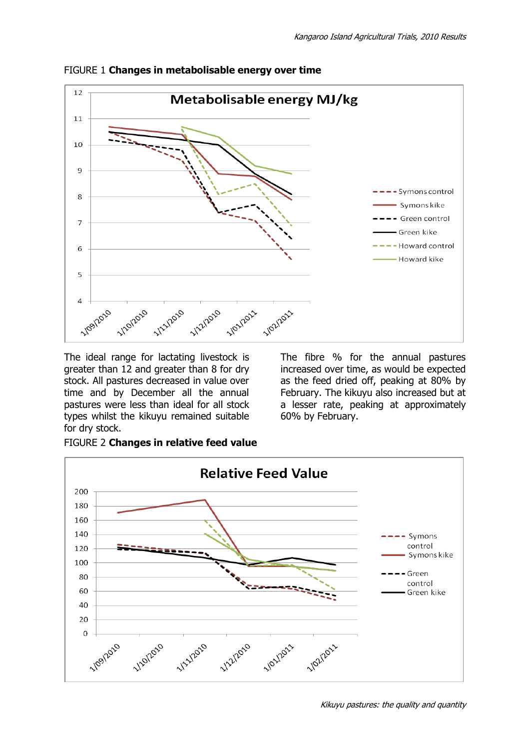FIGURE 1 **Changes in metabolisable energy over time**

The ideal range for lactating livestock is greater than 12 and greater than 8 for dry stock. All pastures decreased in value over time and by December all the annual pastures were less than ideal for all stock types whilst the kikuyu remained suitable for dry stock.

The fibre % for the annual pastures increased over time, as would be expected as the feed dried off, peaking at 80% by February. The kikuyu also increased but at a lesser rate, peaking at approximately 60% by February.

FIGURE 2 **Changes in relative feed value**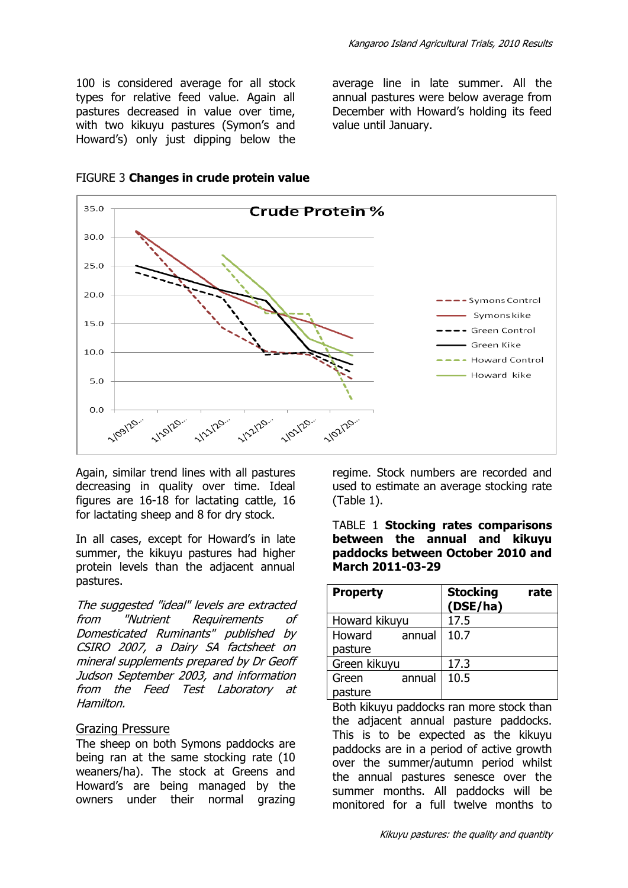100 is considered average for all stock types for relative feed value. Again all pastures decreased in value over time, with two kikuyu pastures (Symon's and Howard's) only just dipping below the average line in late summer. All the annual pastures were below average from December with Howard's holding its feed value until January.

FIGURE 3 **Changes in crude protein value**

Again, similar trend lines with all pastures decreasing in quality over time. Ideal figures are 16-18 for lactating cattle, 16 for lactating sheep and 8 for dry stock.

In all cases, except for Howard's in late summer, the kikuyu pastures had higher protein levels than the adjacent annual pastures.

*The suggested "ideal" levels are extracted from "Nutrient Requirements of Domesticated Ruminants" published by CSIRO 2007, a Dairy SA factsheet on mineral supplements prepared by Dr Geoff Judson September 2003, and information from the Feed Test Laboratory at Hamilton.*

## Grazing Pressure

The sheep on both Symons paddocks are being ran at the same stocking rate (10 weaners/ha). The stock at Greens and Howard's are being managed by the owners under their normal grazing regime. Stock numbers are recorded and used to estimate an average stocking rate (Table 1).

TABLE 1 **Stocking rates comparisons between the annual and kikuyu paddocks between October 2010 and March 2011-03-29**

| Property | Stocking rate (DSE/ha) |
|---|---|
| Howard kikuyu | 17.5 |
| Howard annual pasture | 10.7 |
| Green kikuyu | 17.3 |
| Green annual pasture | 10.5 |

Both kikuyu paddocks ran more stock than the adjacent annual pasture paddocks. This is to be expected as the kikuyu paddocks are in a period of active growth over the summer/autumn period whilst the annual pastures senesce over the summer months. All paddocks will be monitored for a full twelve months to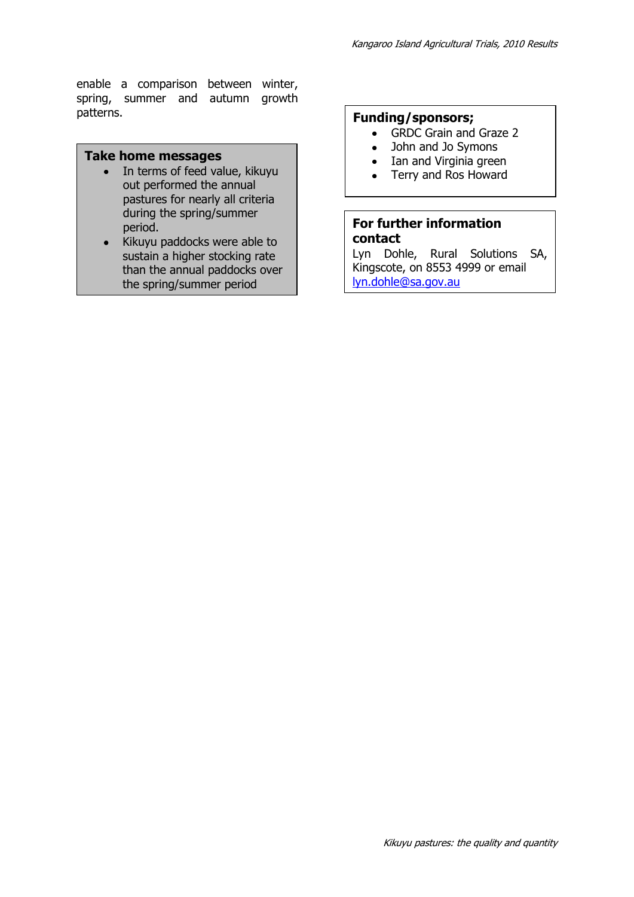enable a comparison between winter, spring, summer and autumn growth patterns.

**Take home messages**

- In terms of feed value, kikuyu out performed the annual pastures for nearly all criteria during the spring/summer period.
- Kikuyu paddocks were able to sustain a higher stocking rate than the annual paddocks over the spring/summer period

**Funding/sponsors;**

- GRDC Grain and Graze 2
- John and Jo Symons
- Ian and Virginia green
- Terry and Ros Howard

**For further information contact**

Lyn Dohle, Rural Solutions SA, Kingscote, on 8553 4999 or email lyn.dohle@sa.gov.au